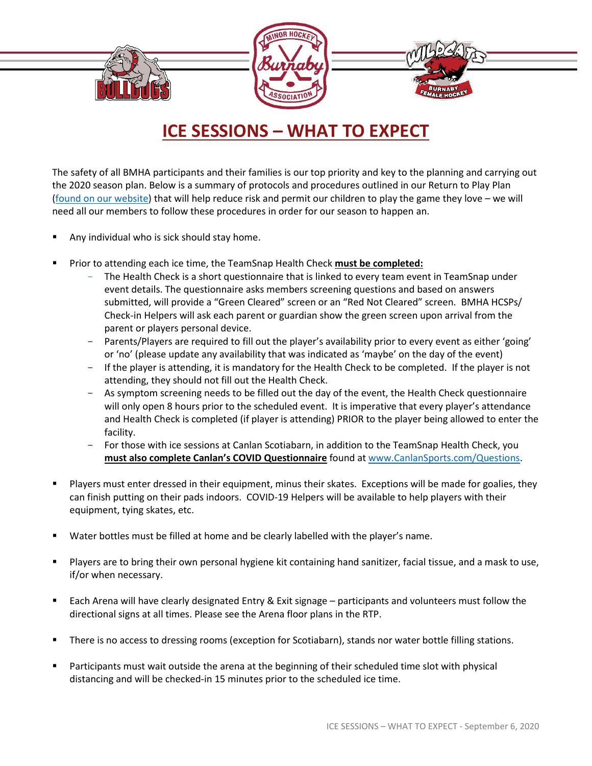# ICE SESSIONS – WHAT TO EXPECT

The safety of all BMHA participants and their families is our top priority and key to the planning and carrying out the 2020 season plan. Below is a summary of protocols and procedures outlined in our Return to Play Plan (found on our website) that will help reduce risk and permit our children to play the game they love – we will need all our members to follow these procedures in order for our season to happen an.

- Any individual who is sick should stay home.

- Prior to attending each ice time, the TeamSnap Health Check **must be completed:**
  - The Health Check is a short questionnaire that is linked to every team event in TeamSnap under event details. The questionnaire asks members screening questions and based on answers submitted, will provide a "Green Cleared" screen or an "Red Not Cleared" screen. BMHA HCSPs/ Check-in Helpers will ask each parent or guardian show the green screen upon arrival from the parent or players personal device.
  - Parents/Players are required to fill out the player's availability prior to every event as either 'going' or 'no' (please update any availability that was indicated as 'maybe' on the day of the event)
  - If the player is attending, it is mandatory for the Health Check to be completed. If the player is not attending, they should not fill out the Health Check.
  - As symptom screening needs to be filled out the day of the event, the Health Check questionnaire will only open 8 hours prior to the scheduled event. It is imperative that every player's attendance and Health Check is completed (if player is attending) PRIOR to the player being allowed to enter the facility.
  - For those with ice sessions at Canlan Scotiabarn, in addition to the TeamSnap Health Check, you **must also complete Canlan's COVID Questionnaire** found at www.CanlanSports.com/Questions.

- Players must enter dressed in their equipment, minus their skates. Exceptions will be made for goalies, they can finish putting on their pads indoors. COVID-19 Helpers will be available to help players with their equipment, tying skates, etc.

- Water bottles must be filled at home and be clearly labelled with the player's name.

- Players are to bring their own personal hygiene kit containing hand sanitizer, facial tissue, and a mask to use, if/or when necessary.

- Each Arena will have clearly designated Entry & Exit signage – participants and volunteers must follow the directional signs at all times. Please see the Arena floor plans in the RTP.

- There is no access to dressing rooms (exception for Scotiabarn), stands nor water bottle filling stations.

- Participants must wait outside the arena at the beginning of their scheduled time slot with physical distancing and will be checked-in 15 minutes prior to the scheduled ice time.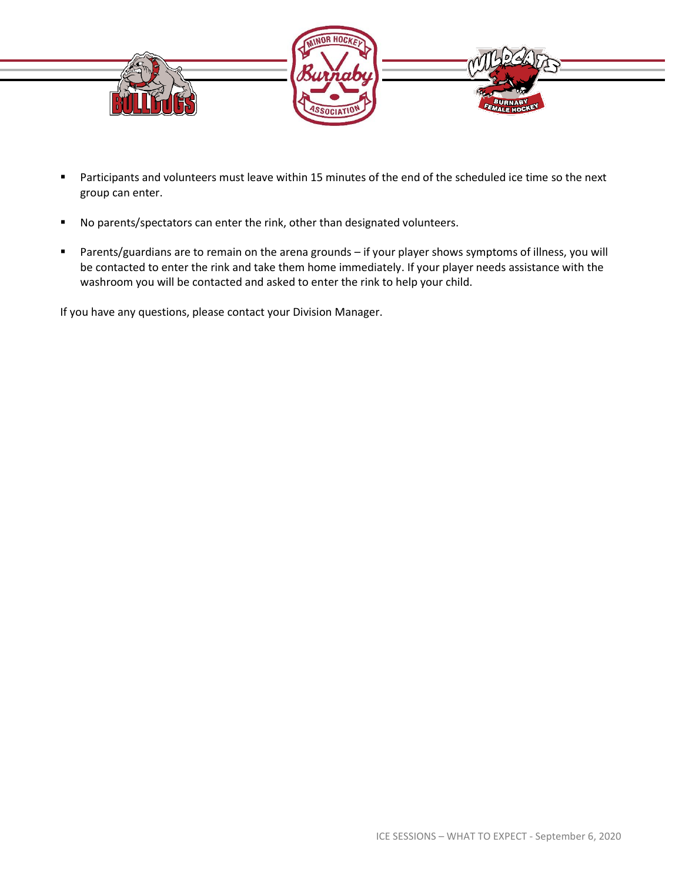- Participants and volunteers must leave within 15 minutes of the end of the scheduled ice time so the next group can enter.
- No parents/spectators can enter the rink, other than designated volunteers.
- Parents/guardians are to remain on the arena grounds – if your player shows symptoms of illness, you will be contacted to enter the rink and take them home immediately. If your player needs assistance with the washroom you will be contacted and asked to enter the rink to help your child.

If you have any questions, please contact your Division Manager.